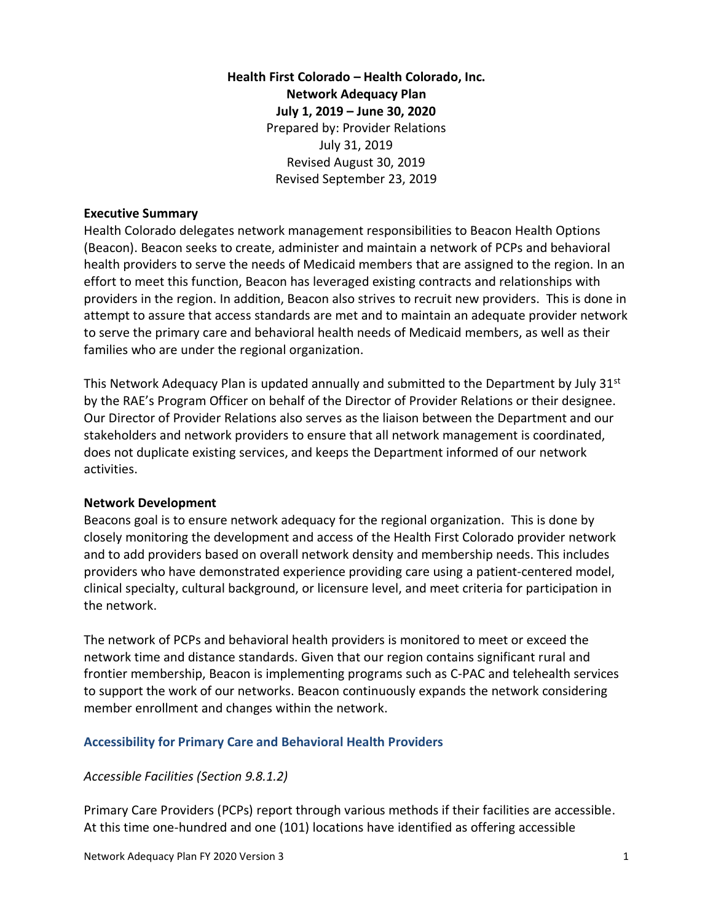**Health First Colorado – Health Colorado, Inc.**
**Network Adequacy Plan**
**July 1, 2019 – June 30, 2020**
Prepared by: Provider Relations
July 31, 2019
Revised August 30, 2019
Revised September 23, 2019

**Executive Summary**

Health Colorado delegates network management responsibilities to Beacon Health Options (Beacon). Beacon seeks to create, administer and maintain a network of PCPs and behavioral health providers to serve the needs of Medicaid members that are assigned to the region. In an effort to meet this function, Beacon has leveraged existing contracts and relationships with providers in the region. In addition, Beacon also strives to recruit new providers. This is done in attempt to assure that access standards are met and to maintain an adequate provider network to serve the primary care and behavioral health needs of Medicaid members, as well as their families who are under the regional organization.

This Network Adequacy Plan is updated annually and submitted to the Department by July 31st by the RAE's Program Officer on behalf of the Director of Provider Relations or their designee. Our Director of Provider Relations also serves as the liaison between the Department and our stakeholders and network providers to ensure that all network management is coordinated, does not duplicate existing services, and keeps the Department informed of our network activities.

**Network Development**

Beacons goal is to ensure network adequacy for the regional organization. This is done by closely monitoring the development and access of the Health First Colorado provider network and to add providers based on overall network density and membership needs. This includes providers who have demonstrated experience providing care using a patient-centered model, clinical specialty, cultural background, or licensure level, and meet criteria for participation in the network.

The network of PCPs and behavioral health providers is monitored to meet or exceed the network time and distance standards. Given that our region contains significant rural and frontier membership, Beacon is implementing programs such as C-PAC and telehealth services to support the work of our networks. Beacon continuously expands the network considering member enrollment and changes within the network.

## Accessibility for Primary Care and Behavioral Health Providers

*Accessible Facilities (Section 9.8.1.2)*

Primary Care Providers (PCPs) report through various methods if their facilities are accessible. At this time one-hundred and one (101) locations have identified as offering accessible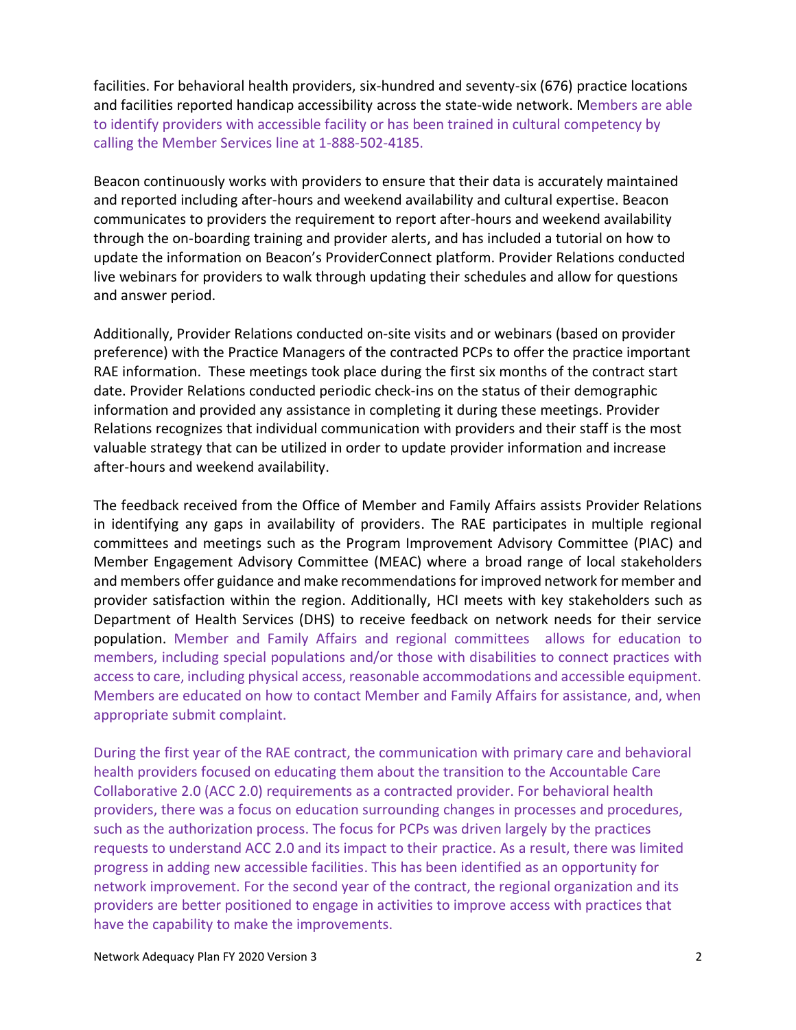facilities. For behavioral health providers, six-hundred and seventy-six (676) practice locations and facilities reported handicap accessibility across the state-wide network. Members are able to identify providers with accessible facility or has been trained in cultural competency by calling the Member Services line at 1-888-502-4185.

Beacon continuously works with providers to ensure that their data is accurately maintained and reported including after-hours and weekend availability and cultural expertise. Beacon communicates to providers the requirement to report after-hours and weekend availability through the on-boarding training and provider alerts, and has included a tutorial on how to update the information on Beacon's ProviderConnect platform. Provider Relations conducted live webinars for providers to walk through updating their schedules and allow for questions and answer period.

Additionally, Provider Relations conducted on-site visits and or webinars (based on provider preference) with the Practice Managers of the contracted PCPs to offer the practice important RAE information. These meetings took place during the first six months of the contract start date. Provider Relations conducted periodic check-ins on the status of their demographic information and provided any assistance in completing it during these meetings. Provider Relations recognizes that individual communication with providers and their staff is the most valuable strategy that can be utilized in order to update provider information and increase after-hours and weekend availability.

The feedback received from the Office of Member and Family Affairs assists Provider Relations in identifying any gaps in availability of providers. The RAE participates in multiple regional committees and meetings such as the Program Improvement Advisory Committee (PIAC) and Member Engagement Advisory Committee (MEAC) where a broad range of local stakeholders and members offer guidance and make recommendations for improved network for member and provider satisfaction within the region. Additionally, HCI meets with key stakeholders such as Department of Health Services (DHS) to receive feedback on network needs for their service population. Member and Family Affairs and regional committees allows for education to members, including special populations and/or those with disabilities to connect practices with access to care, including physical access, reasonable accommodations and accessible equipment. Members are educated on how to contact Member and Family Affairs for assistance, and, when appropriate submit complaint.

During the first year of the RAE contract, the communication with primary care and behavioral health providers focused on educating them about the transition to the Accountable Care Collaborative 2.0 (ACC 2.0) requirements as a contracted provider. For behavioral health providers, there was a focus on education surrounding changes in processes and procedures, such as the authorization process. The focus for PCPs was driven largely by the practices requests to understand ACC 2.0 and its impact to their practice. As a result, there was limited progress in adding new accessible facilities. This has been identified as an opportunity for network improvement. For the second year of the contract, the regional organization and its providers are better positioned to engage in activities to improve access with practices that have the capability to make the improvements.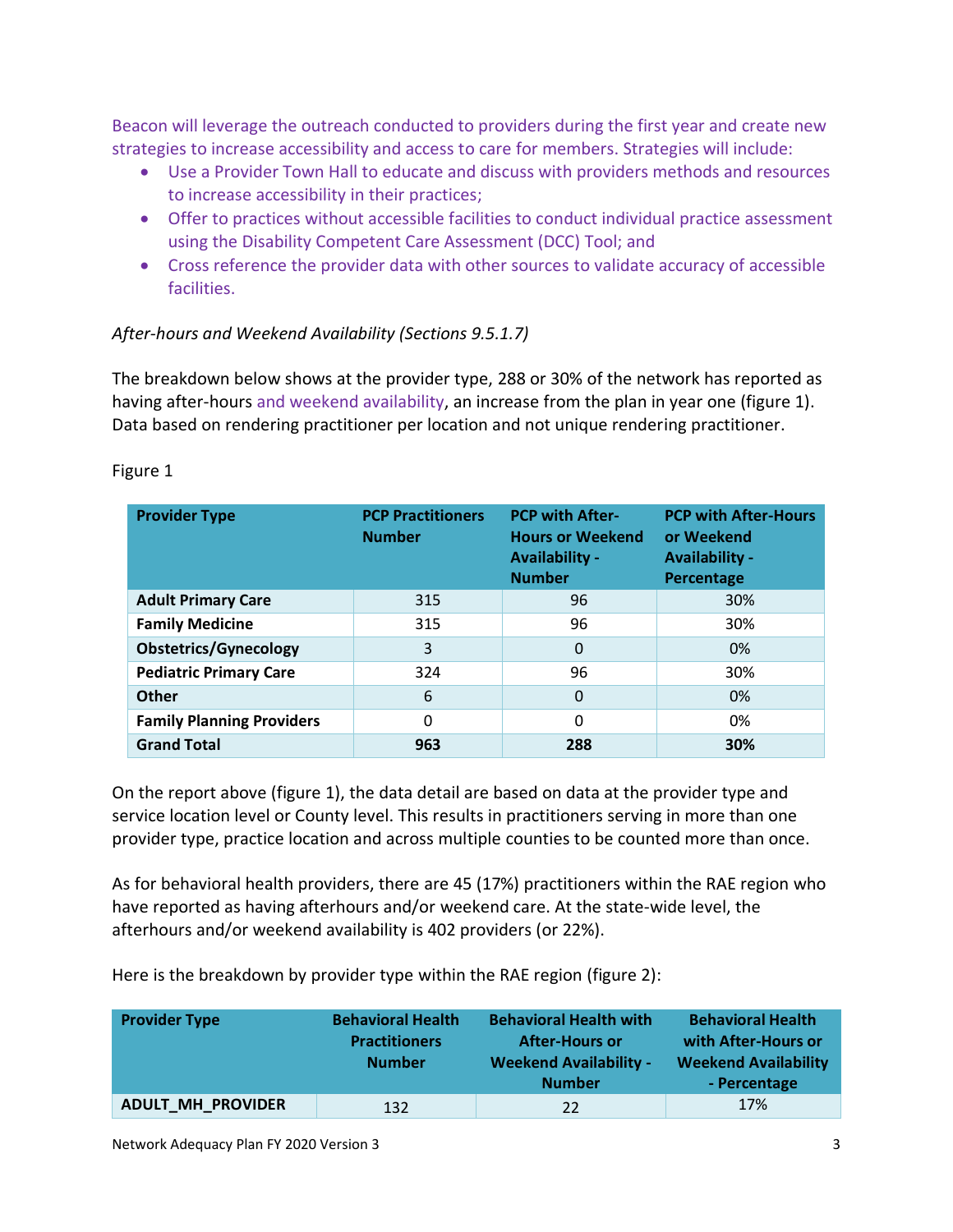Beacon will leverage the outreach conducted to providers during the first year and create new strategies to increase accessibility and access to care for members. Strategies will include:

- Use a Provider Town Hall to educate and discuss with providers methods and resources to increase accessibility in their practices;
- Offer to practices without accessible facilities to conduct individual practice assessment using the Disability Competent Care Assessment (DCC) Tool; and
- Cross reference the provider data with other sources to validate accuracy of accessible facilities.

*After-hours and Weekend Availability (Sections 9.5.1.7)*

The breakdown below shows at the provider type, 288 or 30% of the network has reported as having after-hours and weekend availability, an increase from the plan in year one (figure 1). Data based on rendering practitioner per location and not unique rendering practitioner.

Figure 1

| Provider Type | PCP Practitioners Number | PCP with After-Hours or Weekend Availability - Number | PCP with After-Hours or Weekend Availability - Percentage |
|---|---|---|---|
| **Adult Primary Care** | 315 | 96 | 30% |
| **Family Medicine** | 315 | 96 | 30% |
| **Obstetrics/Gynecology** | 3 | 0 | 0% |
| **Pediatric Primary Care** | 324 | 96 | 30% |
| **Other** | 6 | 0 | 0% |
| **Family Planning Providers** | 0 | 0 | 0% |
| **Grand Total** | **963** | **288** | **30%** |

On the report above (figure 1), the data detail are based on data at the provider type and service location level or County level. This results in practitioners serving in more than one provider type, practice location and across multiple counties to be counted more than once.

As for behavioral health providers, there are 45 (17%) practitioners within the RAE region who have reported as having afterhours and/or weekend care. At the state-wide level, the afterhours and/or weekend availability is 402 providers (or 22%).

Here is the breakdown by provider type within the RAE region (figure 2):

| Provider Type | Behavioral Health Practitioners Number | Behavioral Health with After-Hours or Weekend Availability - Number | Behavioral Health with After-Hours or Weekend Availability - Percentage |
|---|---|---|---|
| **ADULT_MH_PROVIDER** | 132 | 22 | 17% |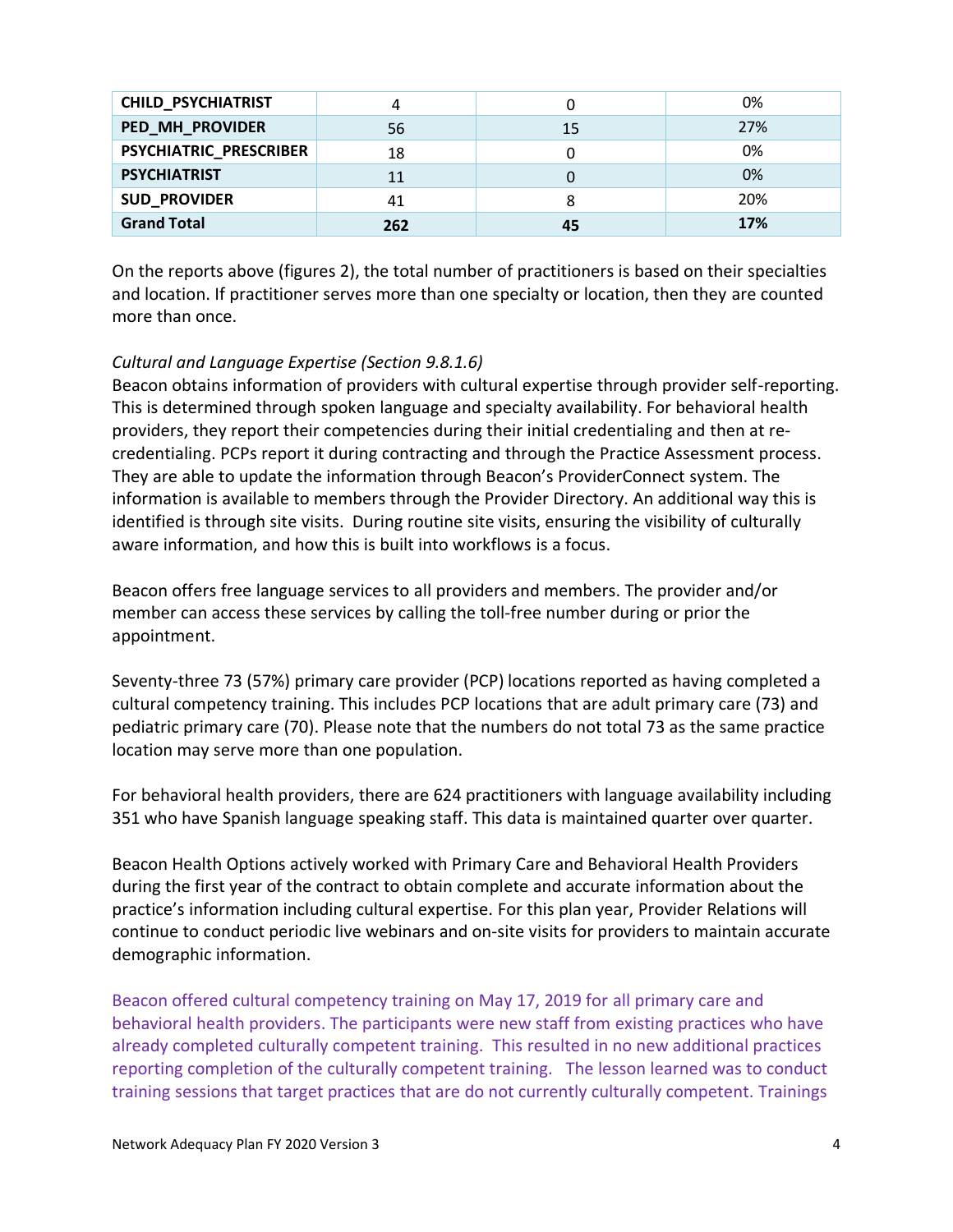| CHILD_PSYCHIATRIST | 4 | 0 | 0% |
|---|---|---|---|
| PED_MH_PROVIDER | 56 | 15 | 27% |
| PSYCHIATRIC_PRESCRIBER | 18 | 0 | 0% |
| PSYCHIATRIST | 11 | 0 | 0% |
| SUD_PROVIDER | 41 | 8 | 20% |
| **Grand Total** | **262** | **45** | **17%** |

On the reports above (figures 2), the total number of practitioners is based on their specialties and location. If practitioner serves more than one specialty or location, then they are counted more than once.

*Cultural and Language Expertise (Section 9.8.1.6)*

Beacon obtains information of providers with cultural expertise through provider self-reporting. This is determined through spoken language and specialty availability. For behavioral health providers, they report their competencies during their initial credentialing and then at re-credentialing. PCPs report it during contracting and through the Practice Assessment process. They are able to update the information through Beacon's ProviderConnect system. The information is available to members through the Provider Directory. An additional way this is identified is through site visits. During routine site visits, ensuring the visibility of culturally aware information, and how this is built into workflows is a focus.

Beacon offers free language services to all providers and members. The provider and/or member can access these services by calling the toll-free number during or prior the appointment.

Seventy-three 73 (57%) primary care provider (PCP) locations reported as having completed a cultural competency training. This includes PCP locations that are adult primary care (73) and pediatric primary care (70). Please note that the numbers do not total 73 as the same practice location may serve more than one population.

For behavioral health providers, there are 624 practitioners with language availability including 351 who have Spanish language speaking staff. This data is maintained quarter over quarter.

Beacon Health Options actively worked with Primary Care and Behavioral Health Providers during the first year of the contract to obtain complete and accurate information about the practice's information including cultural expertise. For this plan year, Provider Relations will continue to conduct periodic live webinars and on-site visits for providers to maintain accurate demographic information.

Beacon offered cultural competency training on May 17, 2019 for all primary care and behavioral health providers. The participants were new staff from existing practices who have already completed culturally competent training. This resulted in no new additional practices reporting completion of the culturally competent training. The lesson learned was to conduct training sessions that target practices that are do not currently culturally competent. Trainings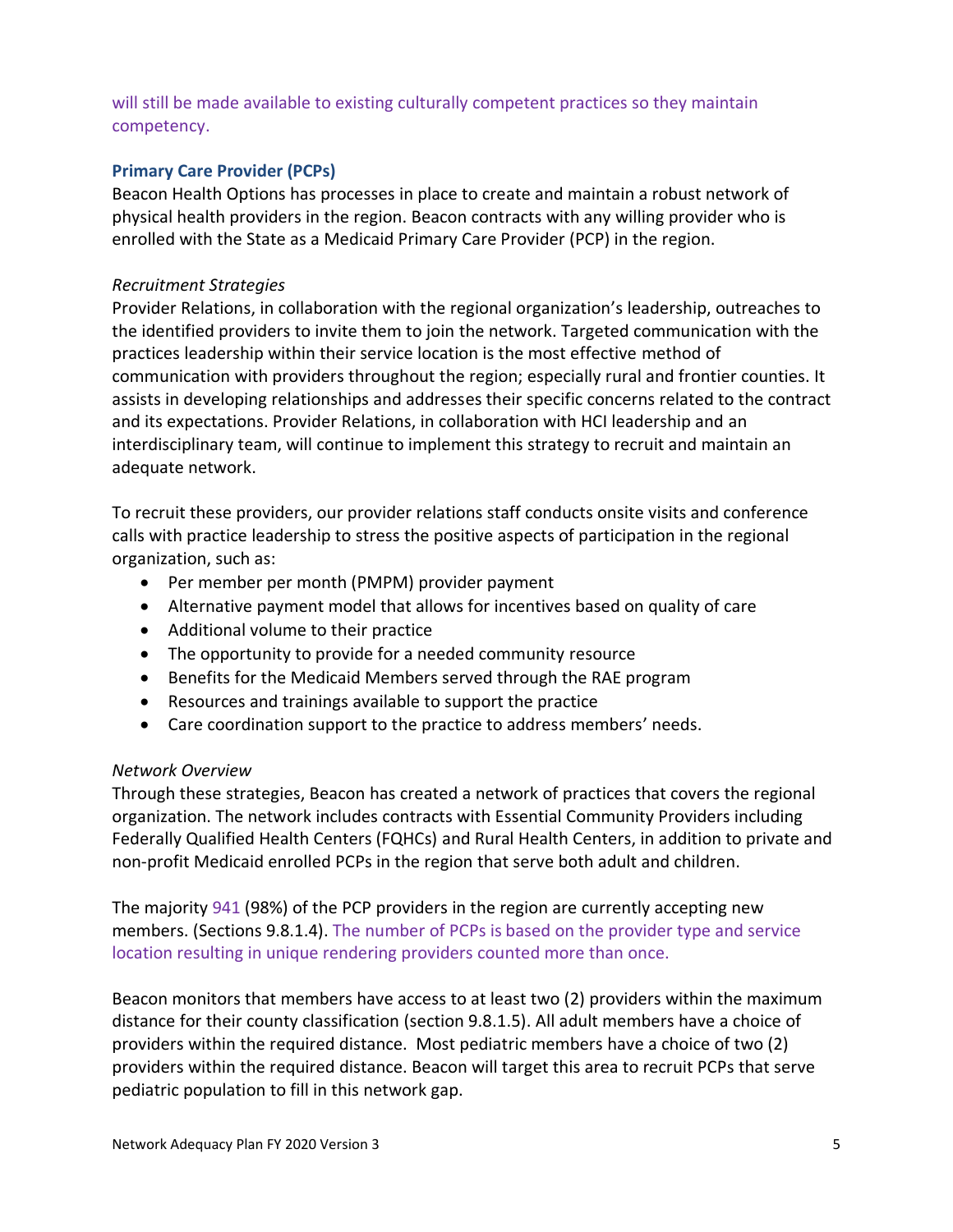will still be made available to existing culturally competent practices so they maintain competency.

### Primary Care Provider (PCPs)

Beacon Health Options has processes in place to create and maintain a robust network of physical health providers in the region. Beacon contracts with any willing provider who is enrolled with the State as a Medicaid Primary Care Provider (PCP) in the region.

*Recruitment Strategies*

Provider Relations, in collaboration with the regional organization's leadership, outreaches to the identified providers to invite them to join the network. Targeted communication with the practices leadership within their service location is the most effective method of communication with providers throughout the region; especially rural and frontier counties. It assists in developing relationships and addresses their specific concerns related to the contract and its expectations. Provider Relations, in collaboration with HCI leadership and an interdisciplinary team, will continue to implement this strategy to recruit and maintain an adequate network.

To recruit these providers, our provider relations staff conducts onsite visits and conference calls with practice leadership to stress the positive aspects of participation in the regional organization, such as:

- Per member per month (PMPM) provider payment
- Alternative payment model that allows for incentives based on quality of care
- Additional volume to their practice
- The opportunity to provide for a needed community resource
- Benefits for the Medicaid Members served through the RAE program
- Resources and trainings available to support the practice
- Care coordination support to the practice to address members' needs.

*Network Overview*

Through these strategies, Beacon has created a network of practices that covers the regional organization. The network includes contracts with Essential Community Providers including Federally Qualified Health Centers (FQHCs) and Rural Health Centers, in addition to private and non-profit Medicaid enrolled PCPs in the region that serve both adult and children.

The majority 941 (98%) of the PCP providers in the region are currently accepting new members. (Sections 9.8.1.4). The number of PCPs is based on the provider type and service location resulting in unique rendering providers counted more than once.

Beacon monitors that members have access to at least two (2) providers within the maximum distance for their county classification (section 9.8.1.5). All adult members have a choice of providers within the required distance. Most pediatric members have a choice of two (2) providers within the required distance. Beacon will target this area to recruit PCPs that serve pediatric population to fill in this network gap.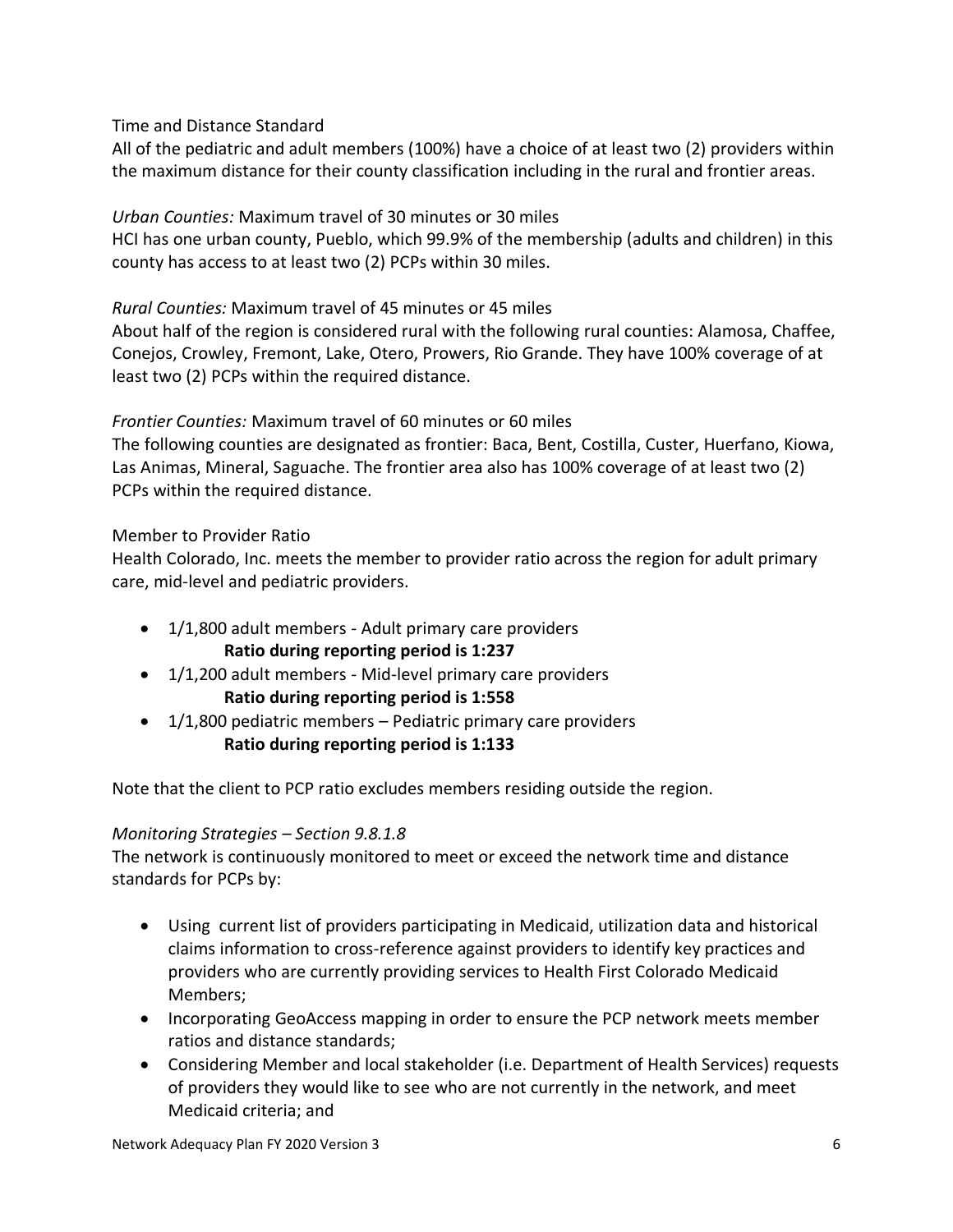Time and Distance Standard

All of the pediatric and adult members (100%) have a choice of at least two (2) providers within the maximum distance for their county classification including in the rural and frontier areas.

*Urban Counties:* Maximum travel of 30 minutes or 30 miles

HCI has one urban county, Pueblo, which 99.9% of the membership (adults and children) in this county has access to at least two (2) PCPs within 30 miles.

*Rural Counties:* Maximum travel of 45 minutes or 45 miles

About half of the region is considered rural with the following rural counties: Alamosa, Chaffee, Conejos, Crowley, Fremont, Lake, Otero, Prowers, Rio Grande. They have 100% coverage of at least two (2) PCPs within the required distance.

*Frontier Counties:* Maximum travel of 60 minutes or 60 miles

The following counties are designated as frontier: Baca, Bent, Costilla, Custer, Huerfano, Kiowa, Las Animas, Mineral, Saguache. The frontier area also has 100% coverage of at least two (2) PCPs within the required distance.

Member to Provider Ratio

Health Colorado, Inc. meets the member to provider ratio across the region for adult primary care, mid-level and pediatric providers.

- 1/1,800 adult members - Adult primary care providers
  **Ratio during reporting period is 1:237**
- 1/1,200 adult members - Mid-level primary care providers
  **Ratio during reporting period is 1:558**
- 1/1,800 pediatric members – Pediatric primary care providers
  **Ratio during reporting period is 1:133**

Note that the client to PCP ratio excludes members residing outside the region.

*Monitoring Strategies – Section 9.8.1.8*

The network is continuously monitored to meet or exceed the network time and distance standards for PCPs by:

- Using current list of providers participating in Medicaid, utilization data and historical claims information to cross-reference against providers to identify key practices and providers who are currently providing services to Health First Colorado Medicaid Members;
- Incorporating GeoAccess mapping in order to ensure the PCP network meets member ratios and distance standards;
- Considering Member and local stakeholder (i.e. Department of Health Services) requests of providers they would like to see who are not currently in the network, and meet Medicaid criteria; and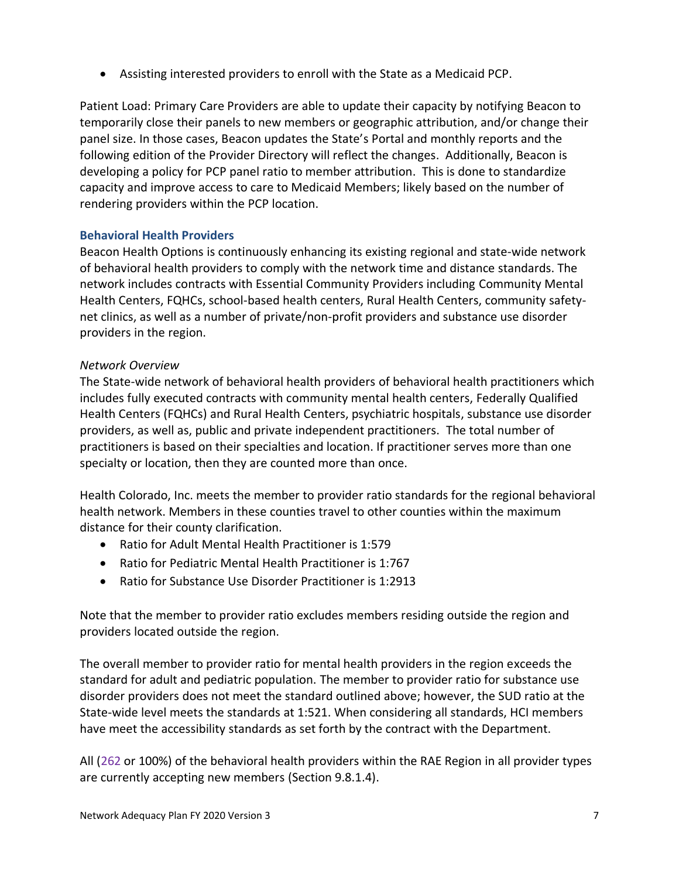- Assisting interested providers to enroll with the State as a Medicaid PCP.

Patient Load: Primary Care Providers are able to update their capacity by notifying Beacon to temporarily close their panels to new members or geographic attribution, and/or change their panel size. In those cases, Beacon updates the State's Portal and monthly reports and the following edition of the Provider Directory will reflect the changes. Additionally, Beacon is developing a policy for PCP panel ratio to member attribution. This is done to standardize capacity and improve access to care to Medicaid Members; likely based on the number of rendering providers within the PCP location.

### Behavioral Health Providers

Beacon Health Options is continuously enhancing its existing regional and state-wide network of behavioral health providers to comply with the network time and distance standards. The network includes contracts with Essential Community Providers including Community Mental Health Centers, FQHCs, school-based health centers, Rural Health Centers, community safety-net clinics, as well as a number of private/non-profit providers and substance use disorder providers in the region.

*Network Overview*

The State-wide network of behavioral health providers of behavioral health practitioners which includes fully executed contracts with community mental health centers, Federally Qualified Health Centers (FQHCs) and Rural Health Centers, psychiatric hospitals, substance use disorder providers, as well as, public and private independent practitioners. The total number of practitioners is based on their specialties and location. If practitioner serves more than one specialty or location, then they are counted more than once.

Health Colorado, Inc. meets the member to provider ratio standards for the regional behavioral health network. Members in these counties travel to other counties within the maximum distance for their county clarification.

- Ratio for Adult Mental Health Practitioner is 1:579
- Ratio for Pediatric Mental Health Practitioner is 1:767
- Ratio for Substance Use Disorder Practitioner is 1:2913

Note that the member to provider ratio excludes members residing outside the region and providers located outside the region.

The overall member to provider ratio for mental health providers in the region exceeds the standard for adult and pediatric population. The member to provider ratio for substance use disorder providers does not meet the standard outlined above; however, the SUD ratio at the State-wide level meets the standards at 1:521. When considering all standards, HCI members have meet the accessibility standards as set forth by the contract with the Department.

All (262 or 100%) of the behavioral health providers within the RAE Region in all provider types are currently accepting new members (Section 9.8.1.4).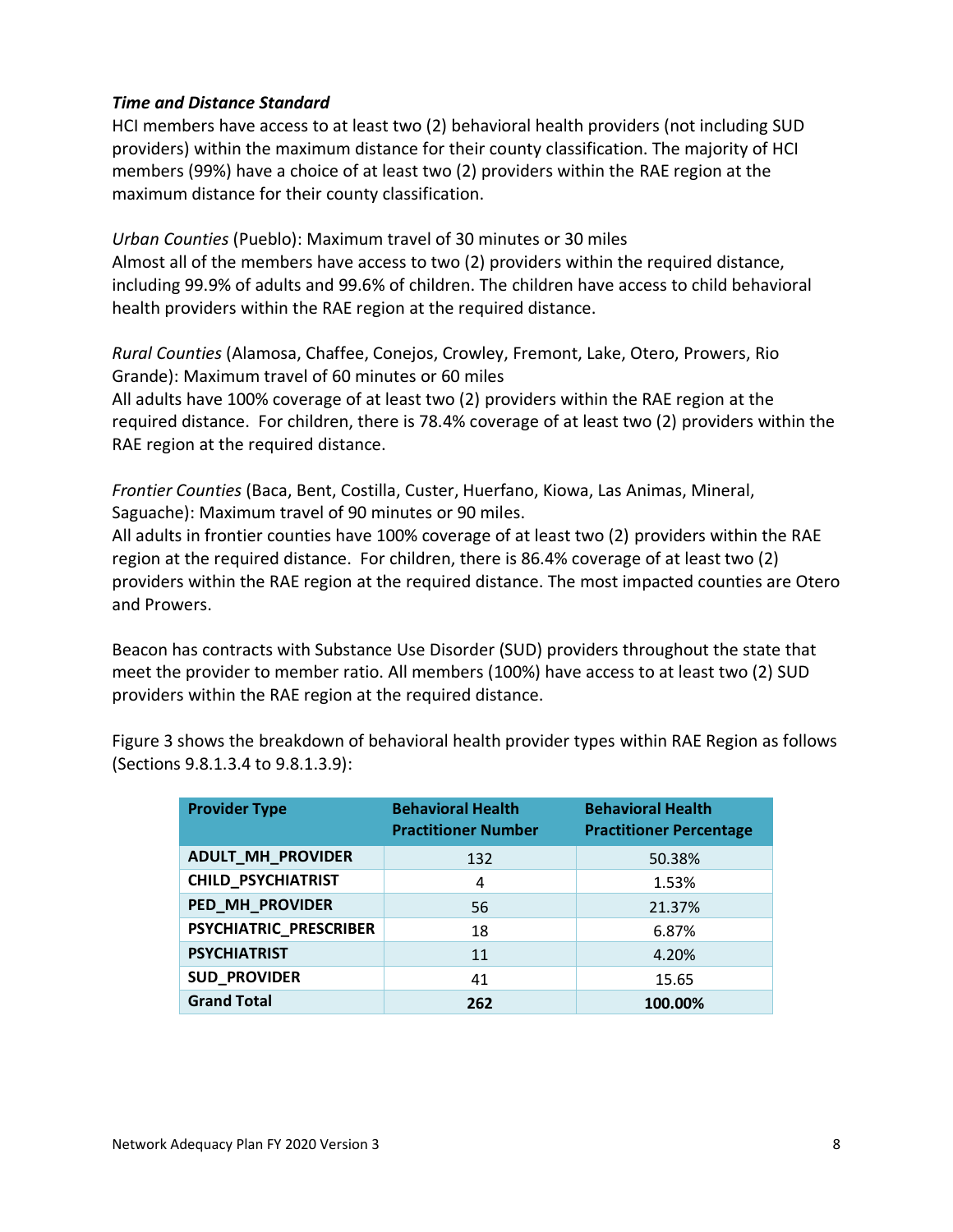***Time and Distance Standard***

HCI members have access to at least two (2) behavioral health providers (not including SUD providers) within the maximum distance for their county classification. The majority of HCI members (99%) have a choice of at least two (2) providers within the RAE region at the maximum distance for their county classification.

*Urban Counties* (Pueblo): Maximum travel of 30 minutes or 30 miles
Almost all of the members have access to two (2) providers within the required distance, including 99.9% of adults and 99.6% of children. The children have access to child behavioral health providers within the RAE region at the required distance.

*Rural Counties* (Alamosa, Chaffee, Conejos, Crowley, Fremont, Lake, Otero, Prowers, Rio Grande): Maximum travel of 60 minutes or 60 miles
All adults have 100% coverage of at least two (2) providers within the RAE region at the required distance. For children, there is 78.4% coverage of at least two (2) providers within the RAE region at the required distance.

*Frontier Counties* (Baca, Bent, Costilla, Custer, Huerfano, Kiowa, Las Animas, Mineral, Saguache): Maximum travel of 90 minutes or 90 miles.
All adults in frontier counties have 100% coverage of at least two (2) providers within the RAE region at the required distance. For children, there is 86.4% coverage of at least two (2) providers within the RAE region at the required distance. The most impacted counties are Otero and Prowers.

Beacon has contracts with Substance Use Disorder (SUD) providers throughout the state that meet the provider to member ratio. All members (100%) have access to at least two (2) SUD providers within the RAE region at the required distance.

Figure 3 shows the breakdown of behavioral health provider types within RAE Region as follows (Sections 9.8.1.3.4 to 9.8.1.3.9):

| Provider Type | Behavioral Health Practitioner Number | Behavioral Health Practitioner Percentage |
|---|---|---|
| **ADULT_MH_PROVIDER** | 132 | 50.38% |
| **CHILD_PSYCHIATRIST** | 4 | 1.53% |
| **PED_MH_PROVIDER** | 56 | 21.37% |
| **PSYCHIATRIC_PRESCRIBER** | 18 | 6.87% |
| **PSYCHIATRIST** | 11 | 4.20% |
| **SUD_PROVIDER** | 41 | 15.65 |
| **Grand Total** | **262** | **100.00%** |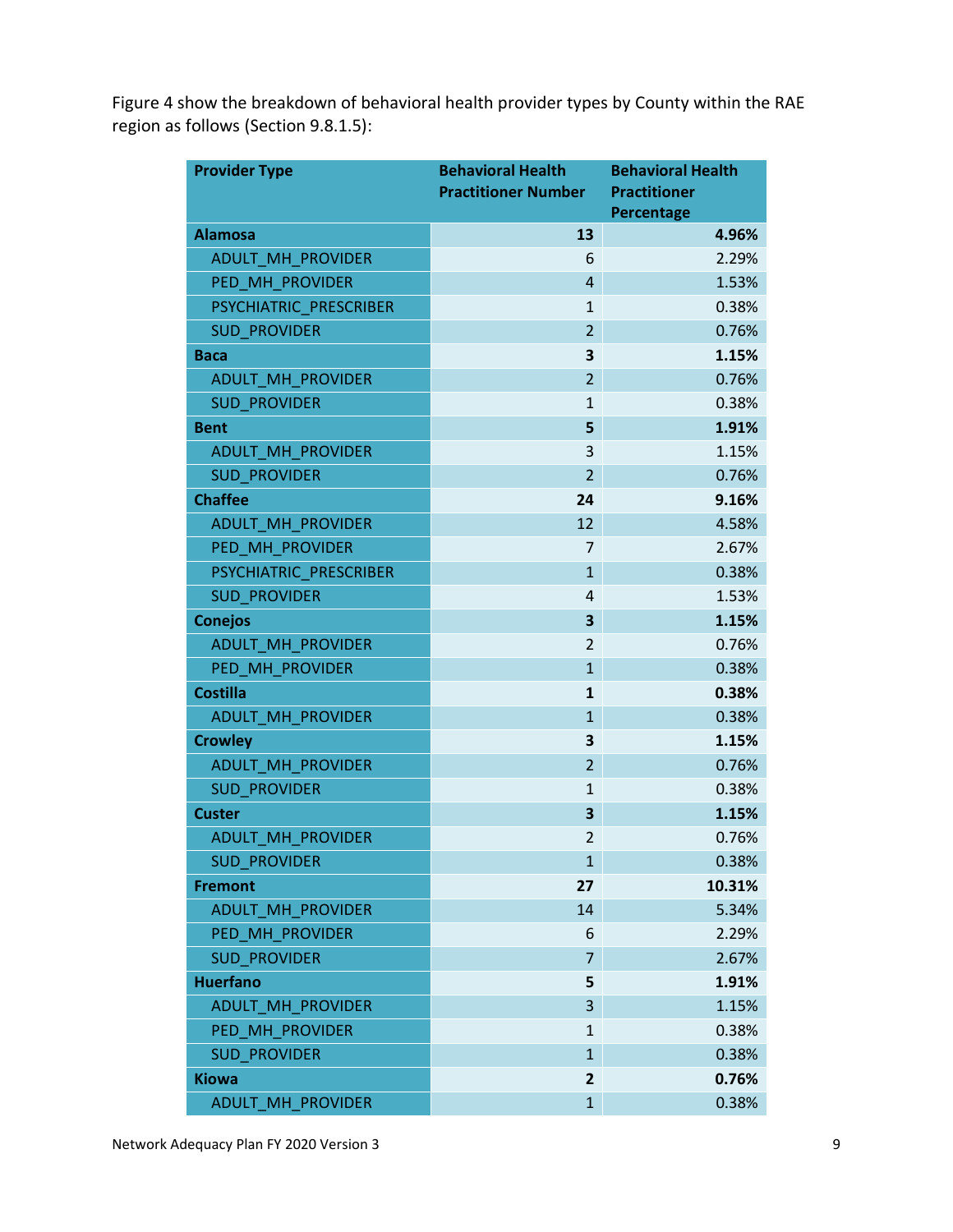Figure 4 show the breakdown of behavioral health provider types by County within the RAE region as follows (Section 9.8.1.5):

| Provider Type | Behavioral Health Practitioner Number | Behavioral Health Practitioner Percentage |
|---|---|---|
| **Alamosa** | **13** | **4.96%** |
| ADULT_MH_PROVIDER | 6 | 2.29% |
| PED_MH_PROVIDER | 4 | 1.53% |
| PSYCHIATRIC_PRESCRIBER | 1 | 0.38% |
| SUD_PROVIDER | 2 | 0.76% |
| **Baca** | **3** | **1.15%** |
| ADULT_MH_PROVIDER | 2 | 0.76% |
| SUD_PROVIDER | 1 | 0.38% |
| **Bent** | **5** | **1.91%** |
| ADULT_MH_PROVIDER | 3 | 1.15% |
| SUD_PROVIDER | 2 | 0.76% |
| **Chaffee** | **24** | **9.16%** |
| ADULT_MH_PROVIDER | 12 | 4.58% |
| PED_MH_PROVIDER | 7 | 2.67% |
| PSYCHIATRIC_PRESCRIBER | 1 | 0.38% |
| SUD_PROVIDER | 4 | 1.53% |
| **Conejos** | **3** | **1.15%** |
| ADULT_MH_PROVIDER | 2 | 0.76% |
| PED_MH_PROVIDER | 1 | 0.38% |
| **Costilla** | **1** | **0.38%** |
| ADULT_MH_PROVIDER | 1 | 0.38% |
| **Crowley** | **3** | **1.15%** |
| ADULT_MH_PROVIDER | 2 | 0.76% |
| SUD_PROVIDER | 1 | 0.38% |
| **Custer** | **3** | **1.15%** |
| ADULT_MH_PROVIDER | 2 | 0.76% |
| SUD_PROVIDER | 1 | 0.38% |
| **Fremont** | **27** | **10.31%** |
| ADULT_MH_PROVIDER | 14 | 5.34% |
| PED_MH_PROVIDER | 6 | 2.29% |
| SUD_PROVIDER | 7 | 2.67% |
| **Huerfano** | **5** | **1.91%** |
| ADULT_MH_PROVIDER | 3 | 1.15% |
| PED_MH_PROVIDER | 1 | 0.38% |
| SUD_PROVIDER | 1 | 0.38% |
| **Kiowa** | **2** | **0.76%** |
| ADULT_MH_PROVIDER | 1 | 0.38% |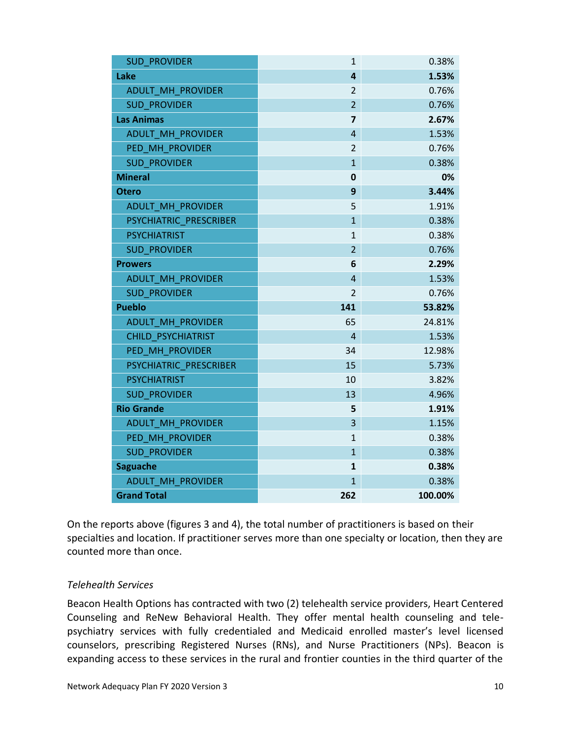| | | |
|---|---|---|
| SUD_PROVIDER | 1 | 0.38% |
| **Lake** | **4** | **1.53%** |
| ADULT_MH_PROVIDER | 2 | 0.76% |
| SUD_PROVIDER | 2 | 0.76% |
| **Las Animas** | **7** | **2.67%** |
| ADULT_MH_PROVIDER | 4 | 1.53% |
| PED_MH_PROVIDER | 2 | 0.76% |
| SUD_PROVIDER | 1 | 0.38% |
| **Mineral** | **0** | **0%** |
| **Otero** | **9** | **3.44%** |
| ADULT_MH_PROVIDER | 5 | 1.91% |
| PSYCHIATRIC_PRESCRIBER | 1 | 0.38% |
| PSYCHIATRIST | 1 | 0.38% |
| SUD_PROVIDER | 2 | 0.76% |
| **Prowers** | **6** | **2.29%** |
| ADULT_MH_PROVIDER | 4 | 1.53% |
| SUD_PROVIDER | 2 | 0.76% |
| **Pueblo** | **141** | **53.82%** |
| ADULT_MH_PROVIDER | 65 | 24.81% |
| CHILD_PSYCHIATRIST | 4 | 1.53% |
| PED_MH_PROVIDER | 34 | 12.98% |
| PSYCHIATRIC_PRESCRIBER | 15 | 5.73% |
| PSYCHIATRIST | 10 | 3.82% |
| SUD_PROVIDER | 13 | 4.96% |
| **Rio Grande** | **5** | **1.91%** |
| ADULT_MH_PROVIDER | 3 | 1.15% |
| PED_MH_PROVIDER | 1 | 0.38% |
| SUD_PROVIDER | 1 | 0.38% |
| **Saguache** | **1** | **0.38%** |
| ADULT_MH_PROVIDER | 1 | 0.38% |
| **Grand Total** | **262** | **100.00%** |

On the reports above (figures 3 and 4), the total number of practitioners is based on their specialties and location. If practitioner serves more than one specialty or location, then they are counted more than once.

*Telehealth Services*

Beacon Health Options has contracted with two (2) telehealth service providers, Heart Centered Counseling and ReNew Behavioral Health. They offer mental health counseling and tele-psychiatry services with fully credentialed and Medicaid enrolled master's level licensed counselors, prescribing Registered Nurses (RNs), and Nurse Practitioners (NPs). Beacon is expanding access to these services in the rural and frontier counties in the third quarter of the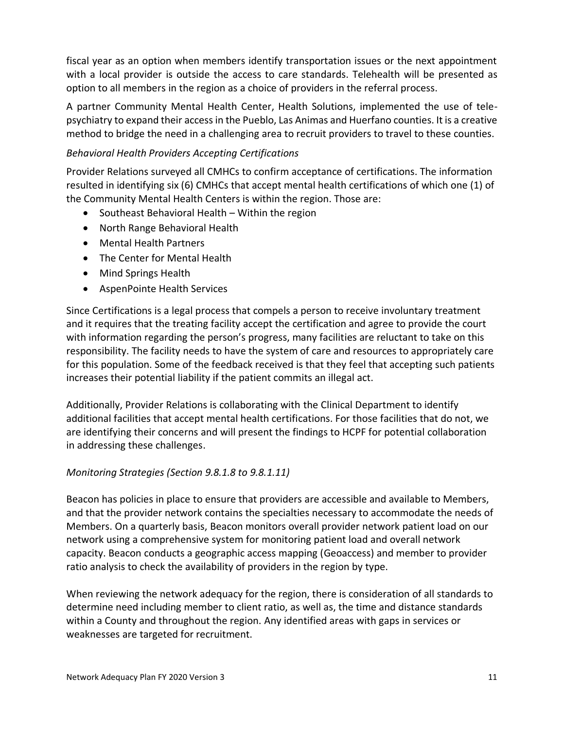fiscal year as an option when members identify transportation issues or the next appointment with a local provider is outside the access to care standards. Telehealth will be presented as option to all members in the region as a choice of providers in the referral process.

A partner Community Mental Health Center, Health Solutions, implemented the use of tele-psychiatry to expand their access in the Pueblo, Las Animas and Huerfano counties. It is a creative method to bridge the need in a challenging area to recruit providers to travel to these counties.

*Behavioral Health Providers Accepting Certifications*

Provider Relations surveyed all CMHCs to confirm acceptance of certifications. The information resulted in identifying six (6) CMHCs that accept mental health certifications of which one (1) of the Community Mental Health Centers is within the region. Those are:

- Southeast Behavioral Health – Within the region
- North Range Behavioral Health
- Mental Health Partners
- The Center for Mental Health
- Mind Springs Health
- AspenPointe Health Services

Since Certifications is a legal process that compels a person to receive involuntary treatment and it requires that the treating facility accept the certification and agree to provide the court with information regarding the person's progress, many facilities are reluctant to take on this responsibility. The facility needs to have the system of care and resources to appropriately care for this population. Some of the feedback received is that they feel that accepting such patients increases their potential liability if the patient commits an illegal act.

Additionally, Provider Relations is collaborating with the Clinical Department to identify additional facilities that accept mental health certifications. For those facilities that do not, we are identifying their concerns and will present the findings to HCPF for potential collaboration in addressing these challenges.

*Monitoring Strategies (Section 9.8.1.8 to 9.8.1.11)*

Beacon has policies in place to ensure that providers are accessible and available to Members, and that the provider network contains the specialties necessary to accommodate the needs of Members. On a quarterly basis, Beacon monitors overall provider network patient load on our network using a comprehensive system for monitoring patient load and overall network capacity. Beacon conducts a geographic access mapping (Geoaccess) and member to provider ratio analysis to check the availability of providers in the region by type.

When reviewing the network adequacy for the region, there is consideration of all standards to determine need including member to client ratio, as well as, the time and distance standards within a County and throughout the region. Any identified areas with gaps in services or weaknesses are targeted for recruitment.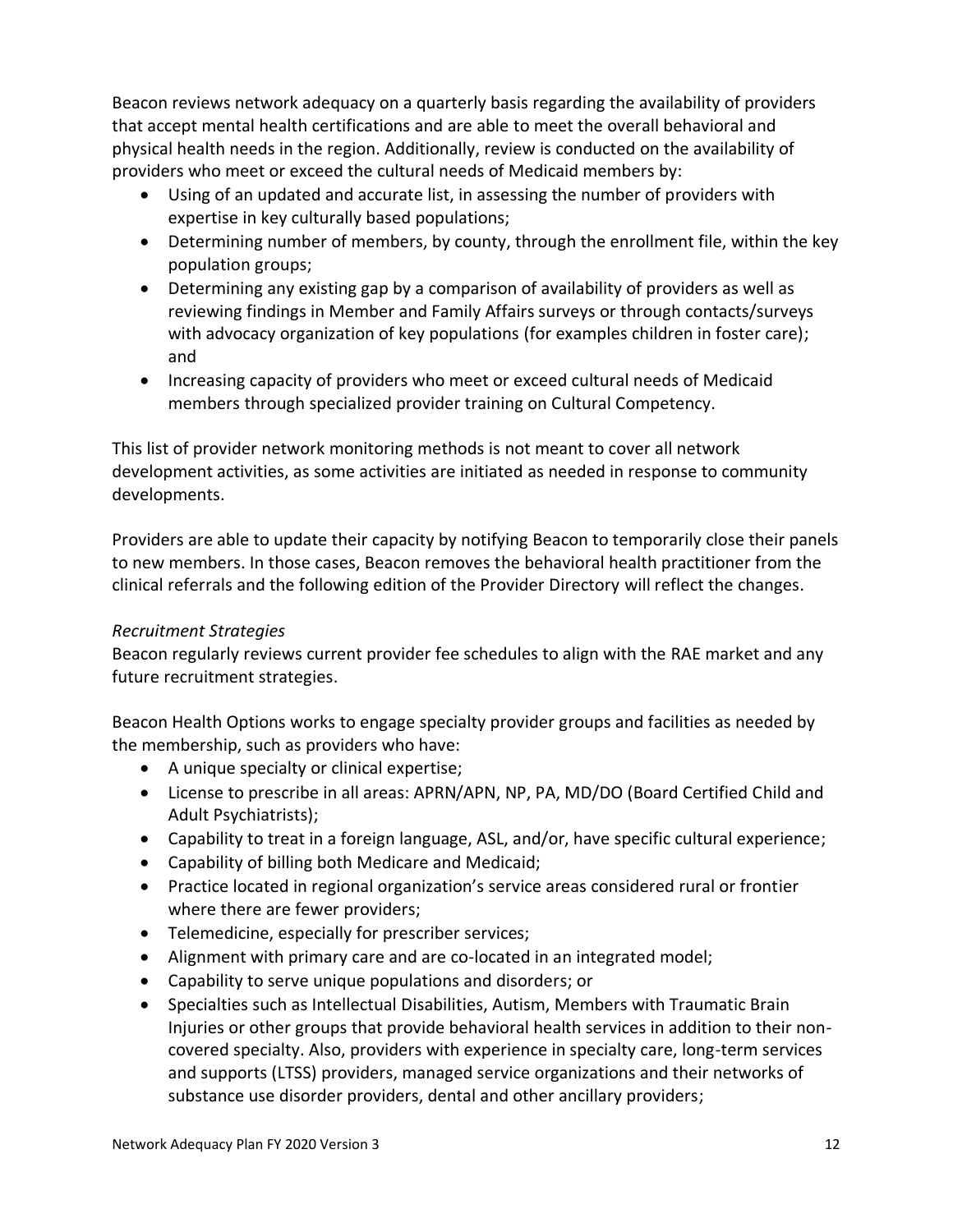Beacon reviews network adequacy on a quarterly basis regarding the availability of providers that accept mental health certifications and are able to meet the overall behavioral and physical health needs in the region. Additionally, review is conducted on the availability of providers who meet or exceed the cultural needs of Medicaid members by:

- Using of an updated and accurate list, in assessing the number of providers with expertise in key culturally based populations;
- Determining number of members, by county, through the enrollment file, within the key population groups;
- Determining any existing gap by a comparison of availability of providers as well as reviewing findings in Member and Family Affairs surveys or through contacts/surveys with advocacy organization of key populations (for examples children in foster care); and
- Increasing capacity of providers who meet or exceed cultural needs of Medicaid members through specialized provider training on Cultural Competency.

This list of provider network monitoring methods is not meant to cover all network development activities, as some activities are initiated as needed in response to community developments.

Providers are able to update their capacity by notifying Beacon to temporarily close their panels to new members. In those cases, Beacon removes the behavioral health practitioner from the clinical referrals and the following edition of the Provider Directory will reflect the changes.

*Recruitment Strategies*

Beacon regularly reviews current provider fee schedules to align with the RAE market and any future recruitment strategies.

Beacon Health Options works to engage specialty provider groups and facilities as needed by the membership, such as providers who have:

- A unique specialty or clinical expertise;
- License to prescribe in all areas: APRN/APN, NP, PA, MD/DO (Board Certified Child and Adult Psychiatrists);
- Capability to treat in a foreign language, ASL, and/or, have specific cultural experience;
- Capability of billing both Medicare and Medicaid;
- Practice located in regional organization's service areas considered rural or frontier where there are fewer providers;
- Telemedicine, especially for prescriber services;
- Alignment with primary care and are co-located in an integrated model;
- Capability to serve unique populations and disorders; or
- Specialties such as Intellectual Disabilities, Autism, Members with Traumatic Brain Injuries or other groups that provide behavioral health services in addition to their non-covered specialty. Also, providers with experience in specialty care, long-term services and supports (LTSS) providers, managed service organizations and their networks of substance use disorder providers, dental and other ancillary providers;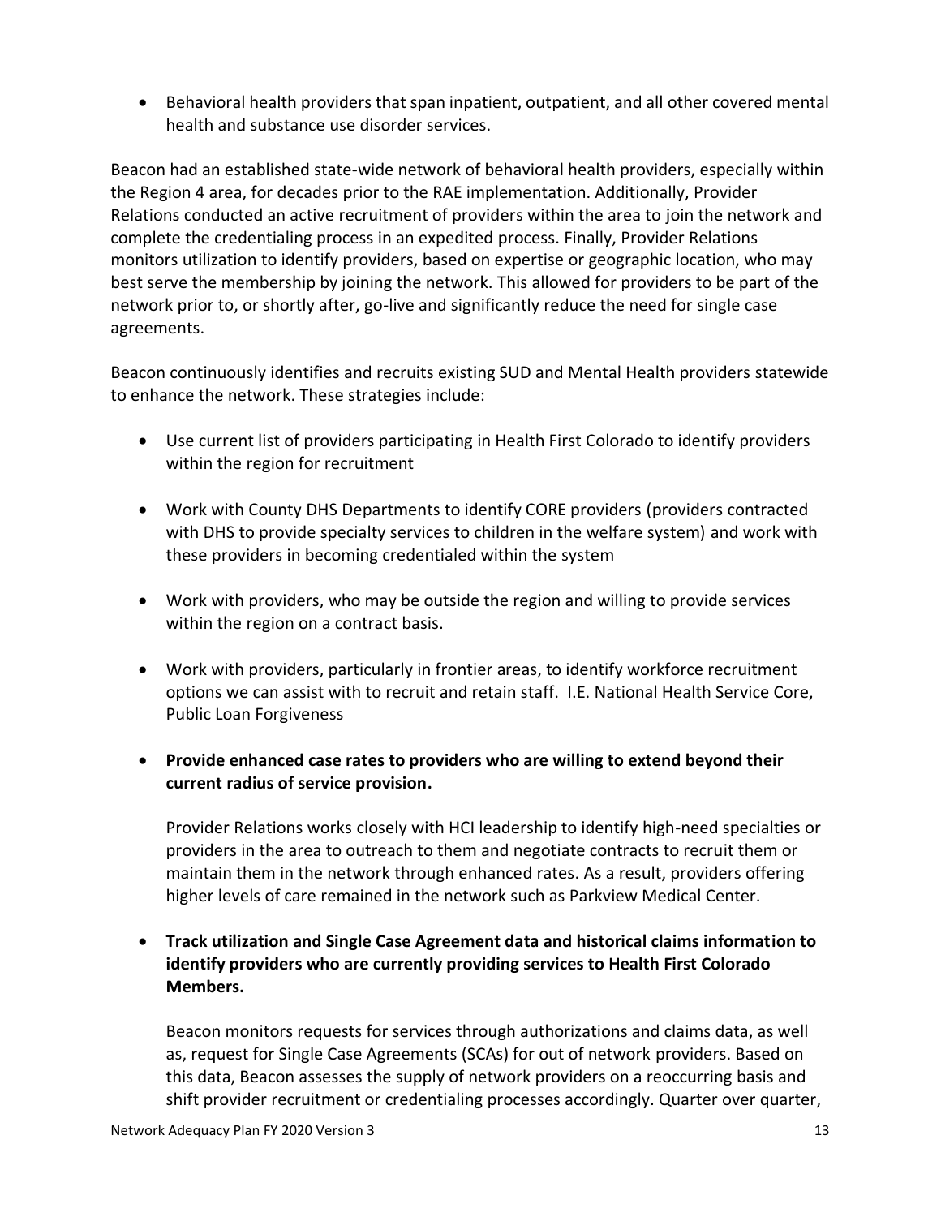- Behavioral health providers that span inpatient, outpatient, and all other covered mental health and substance use disorder services.

Beacon had an established state-wide network of behavioral health providers, especially within the Region 4 area, for decades prior to the RAE implementation. Additionally, Provider Relations conducted an active recruitment of providers within the area to join the network and complete the credentialing process in an expedited process. Finally, Provider Relations monitors utilization to identify providers, based on expertise or geographic location, who may best serve the membership by joining the network. This allowed for providers to be part of the network prior to, or shortly after, go-live and significantly reduce the need for single case agreements.

Beacon continuously identifies and recruits existing SUD and Mental Health providers statewide to enhance the network. These strategies include:

- Use current list of providers participating in Health First Colorado to identify providers within the region for recruitment

- Work with County DHS Departments to identify CORE providers (providers contracted with DHS to provide specialty services to children in the welfare system) and work with these providers in becoming credentialed within the system

- Work with providers, who may be outside the region and willing to provide services within the region on a contract basis.

- Work with providers, particularly in frontier areas, to identify workforce recruitment options we can assist with to recruit and retain staff. I.E. National Health Service Core, Public Loan Forgiveness

- **Provide enhanced case rates to providers who are willing to extend beyond their current radius of service provision.**

  Provider Relations works closely with HCI leadership to identify high-need specialties or providers in the area to outreach to them and negotiate contracts to recruit them or maintain them in the network through enhanced rates. As a result, providers offering higher levels of care remained in the network such as Parkview Medical Center.

- **Track utilization and Single Case Agreement data and historical claims information to identify providers who are currently providing services to Health First Colorado Members.**

  Beacon monitors requests for services through authorizations and claims data, as well as, request for Single Case Agreements (SCAs) for out of network providers. Based on this data, Beacon assesses the supply of network providers on a reoccurring basis and shift provider recruitment or credentialing processes accordingly. Quarter over quarter,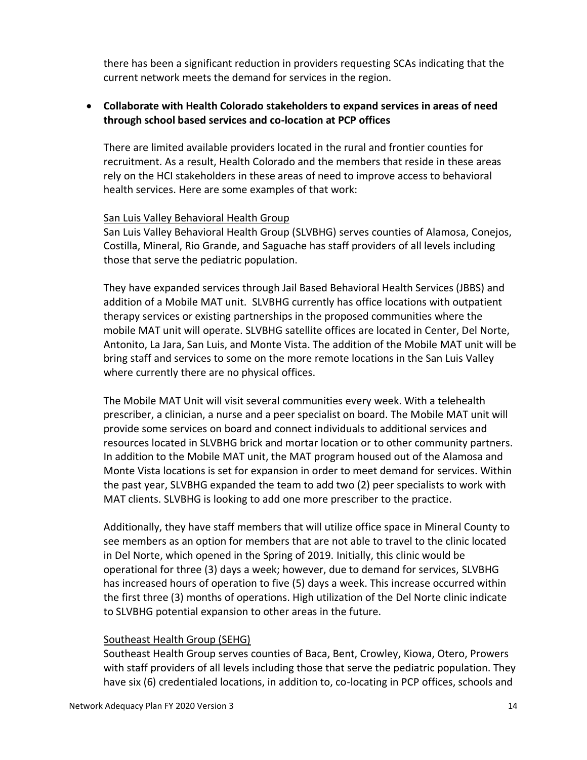there has been a significant reduction in providers requesting SCAs indicating that the current network meets the demand for services in the region.

- **Collaborate with Health Colorado stakeholders to expand services in areas of need through school based services and co-location at PCP offices**

  There are limited available providers located in the rural and frontier counties for recruitment. As a result, Health Colorado and the members that reside in these areas rely on the HCI stakeholders in these areas of need to improve access to behavioral health services. Here are some examples of that work:

  <u>San Luis Valley Behavioral Health Group</u>
  San Luis Valley Behavioral Health Group (SLVBHG) serves counties of Alamosa, Conejos, Costilla, Mineral, Rio Grande, and Saguache has staff providers of all levels including those that serve the pediatric population.

  They have expanded services through Jail Based Behavioral Health Services (JBBS) and addition of a Mobile MAT unit. SLVBHG currently has office locations with outpatient therapy services or existing partnerships in the proposed communities where the mobile MAT unit will operate. SLVBHG satellite offices are located in Center, Del Norte, Antonito, La Jara, San Luis, and Monte Vista. The addition of the Mobile MAT unit will be bring staff and services to some on the more remote locations in the San Luis Valley where currently there are no physical offices.

  The Mobile MAT Unit will visit several communities every week. With a telehealth prescriber, a clinician, a nurse and a peer specialist on board. The Mobile MAT unit will provide some services on board and connect individuals to additional services and resources located in SLVBHG brick and mortar location or to other community partners. In addition to the Mobile MAT unit, the MAT program housed out of the Alamosa and Monte Vista locations is set for expansion in order to meet demand for services. Within the past year, SLVBHG expanded the team to add two (2) peer specialists to work with MAT clients. SLVBHG is looking to add one more prescriber to the practice.

  Additionally, they have staff members that will utilize office space in Mineral County to see members as an option for members that are not able to travel to the clinic located in Del Norte, which opened in the Spring of 2019. Initially, this clinic would be operational for three (3) days a week; however, due to demand for services, SLVBHG has increased hours of operation to five (5) days a week. This increase occurred within the first three (3) months of operations. High utilization of the Del Norte clinic indicate to SLVBHG potential expansion to other areas in the future.

  <u>Southeast Health Group (SEHG)</u>
  Southeast Health Group serves counties of Baca, Bent, Crowley, Kiowa, Otero, Prowers with staff providers of all levels including those that serve the pediatric population. They have six (6) credentialed locations, in addition to, co-locating in PCP offices, schools and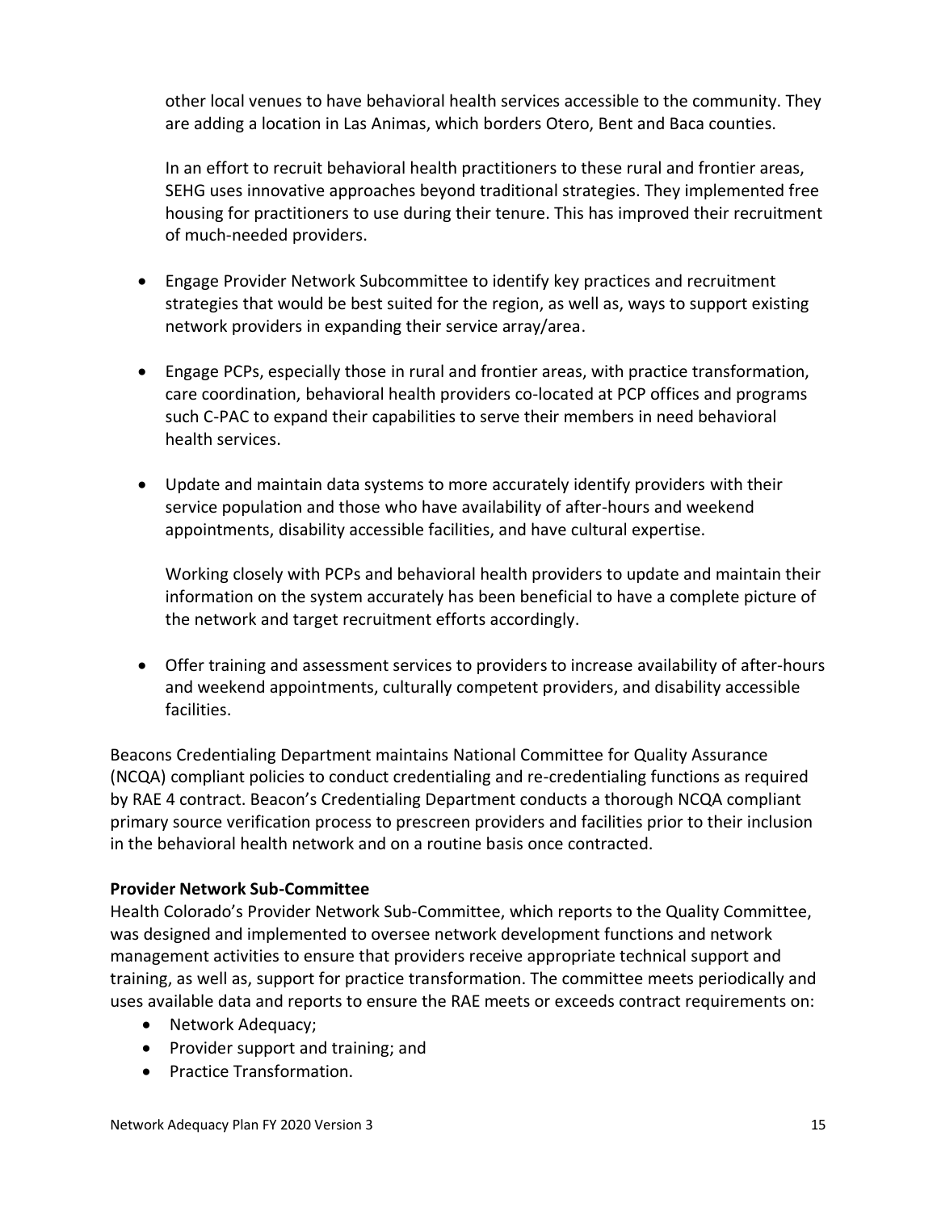other local venues to have behavioral health services accessible to the community. They are adding a location in Las Animas, which borders Otero, Bent and Baca counties.

In an effort to recruit behavioral health practitioners to these rural and frontier areas, SEHG uses innovative approaches beyond traditional strategies. They implemented free housing for practitioners to use during their tenure. This has improved their recruitment of much-needed providers.

- Engage Provider Network Subcommittee to identify key practices and recruitment strategies that would be best suited for the region, as well as, ways to support existing network providers in expanding their service array/area.
- Engage PCPs, especially those in rural and frontier areas, with practice transformation, care coordination, behavioral health providers co-located at PCP offices and programs such C-PAC to expand their capabilities to serve their members in need behavioral health services.
- Update and maintain data systems to more accurately identify providers with their service population and those who have availability of after-hours and weekend appointments, disability accessible facilities, and have cultural expertise.

  Working closely with PCPs and behavioral health providers to update and maintain their information on the system accurately has been beneficial to have a complete picture of the network and target recruitment efforts accordingly.

- Offer training and assessment services to providers to increase availability of after-hours and weekend appointments, culturally competent providers, and disability accessible facilities.

Beacons Credentialing Department maintains National Committee for Quality Assurance (NCQA) compliant policies to conduct credentialing and re-credentialing functions as required by RAE 4 contract. Beacon's Credentialing Department conducts a thorough NCQA compliant primary source verification process to prescreen providers and facilities prior to their inclusion in the behavioral health network and on a routine basis once contracted.

**Provider Network Sub-Committee**

Health Colorado's Provider Network Sub-Committee, which reports to the Quality Committee, was designed and implemented to oversee network development functions and network management activities to ensure that providers receive appropriate technical support and training, as well as, support for practice transformation. The committee meets periodically and uses available data and reports to ensure the RAE meets or exceeds contract requirements on:

- Network Adequacy;
- Provider support and training; and
- Practice Transformation.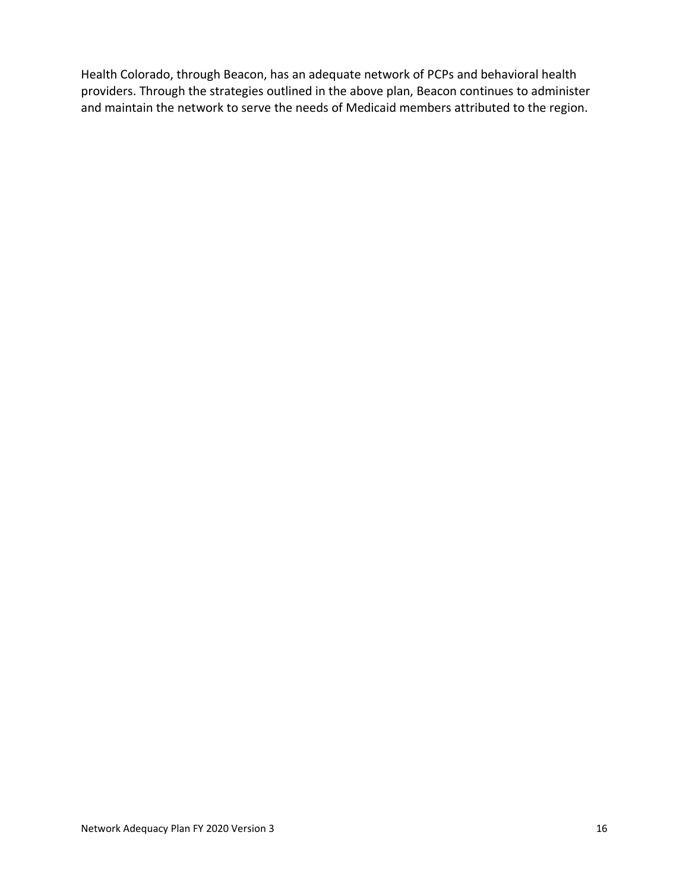Health Colorado, through Beacon, has an adequate network of PCPs and behavioral health providers. Through the strategies outlined in the above plan, Beacon continues to administer and maintain the network to serve the needs of Medicaid members attributed to the region.